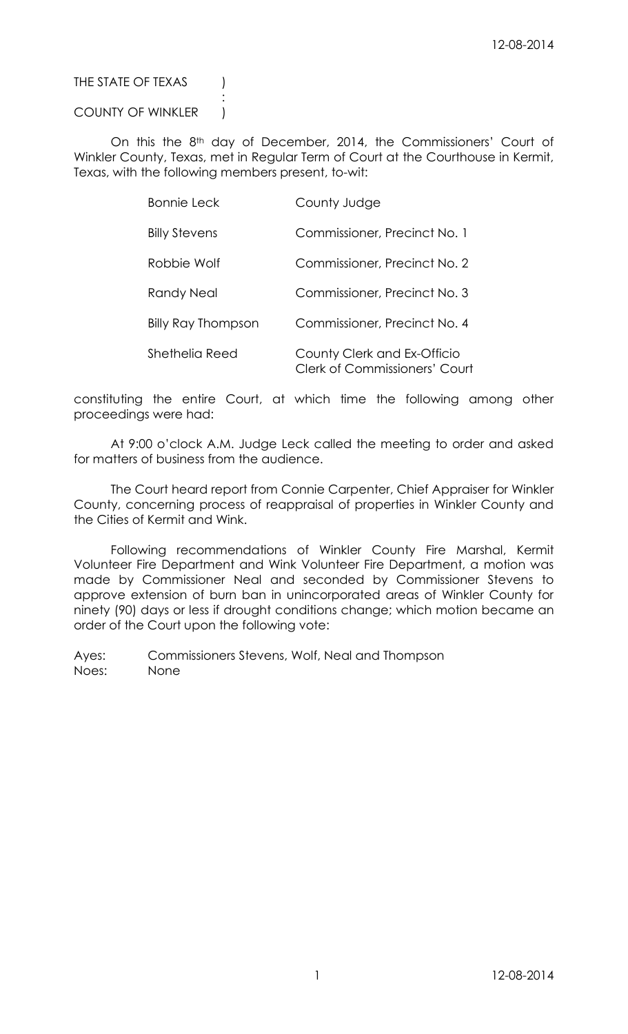THE STATE OF TEXAS )
:
COUNTY OF WINKLER )

On this the 8th day of December, 2014, the Commissioners' Court of Winkler County, Texas, met in Regular Term of Court at the Courthouse in Kermit, Texas, with the following members present, to-wit:

| | |
|---|---|
| Bonnie Leck | County Judge |
| Billy Stevens | Commissioner, Precinct No. 1 |
| Robbie Wolf | Commissioner, Precinct No. 2 |
| Randy Neal | Commissioner, Precinct No. 3 |
| Billy Ray Thompson | Commissioner, Precinct No. 4 |
| Shethelia Reed | County Clerk and Ex-Officio Clerk of Commissioners' Court |

constituting the entire Court, at which time the following among other proceedings were had:

At 9:00 o'clock A.M. Judge Leck called the meeting to order and asked for matters of business from the audience.

The Court heard report from Connie Carpenter, Chief Appraiser for Winkler County, concerning process of reappraisal of properties in Winkler County and the Cities of Kermit and Wink.

Following recommendations of Winkler County Fire Marshal, Kermit Volunteer Fire Department and Wink Volunteer Fire Department, a motion was made by Commissioner Neal and seconded by Commissioner Stevens to approve extension of burn ban in unincorporated areas of Winkler County for ninety (90) days or less if drought conditions change; which motion became an order of the Court upon the following vote:

Ayes: Commissioners Stevens, Wolf, Neal and Thompson
Noes: None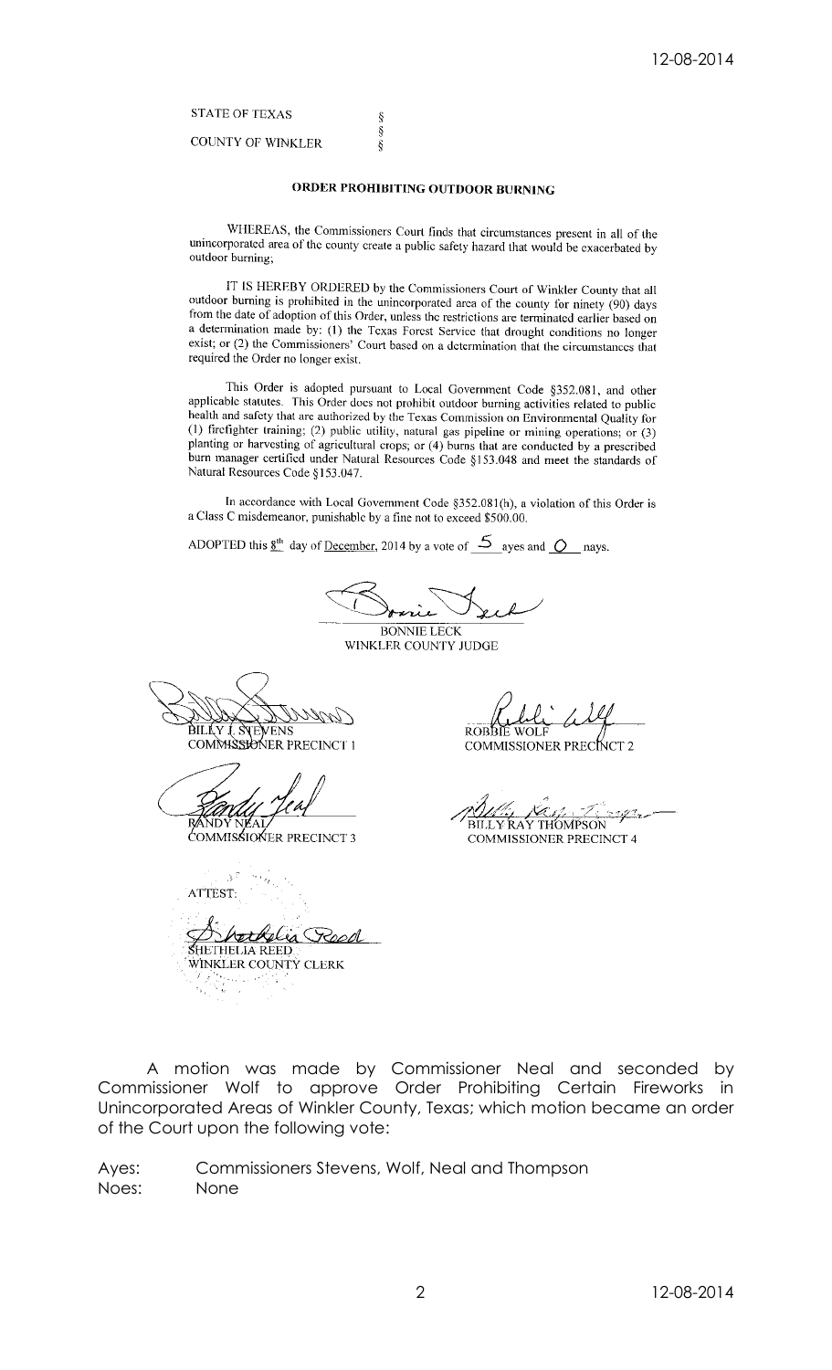STATE OF TEXAS §
§
COUNTY OF WINKLER §

**ORDER PROHIBITING OUTDOOR BURNING**

WHEREAS, the Commissioners Court finds that circumstances present in all of the unincorporated area of the county create a public safety hazard that would be exacerbated by outdoor burning;

IT IS HEREBY ORDERED by the Commissioners Court of Winkler County that all outdoor burning is prohibited in the unincorporated area of the county for ninety (90) days from the date of adoption of this Order, unless the restrictions are terminated earlier based on a determination made by: (1) the Texas Forest Service that drought conditions no longer exist; or (2) the Commissioners' Court based on a determination that the circumstances that required the Order no longer exist.

This Order is adopted pursuant to Local Government Code §352.081, and other applicable statutes. This Order does not prohibit outdoor burning activities related to public health and safety that are authorized by the Texas Commission on Environmental Quality for (1) firefighter training; (2) public utility, natural gas pipeline or mining operations; or (3) planting or harvesting of agricultural crops; or (4) burns that are conducted by a prescribed burn manager certified under Natural Resources Code §153.048 and meet the standards of Natural Resources Code §153.047.

In accordance with Local Government Code §352.081(h), a violation of this Order is a Class C misdemeanor, punishable by a fine not to exceed $500.00.

ADOPTED this 8th day of December, 2014 by a vote of 5 ayes and 0 nays.

BONNIE LECK
WINKLER COUNTY JUDGE

BILLY J. STEVENS
COMMISSIONER PRECINCT 1

ROBBIE WOLF
COMMISSIONER PRECINCT 2

RANDY NEAL
COMMISSIONER PRECINCT 3

BILLY RAY THOMPSON
COMMISSIONER PRECINCT 4

ATTEST:

SHETHELIA REED
WINKLER COUNTY CLERK

A motion was made by Commissioner Neal and seconded by Commissioner Wolf to approve Order Prohibiting Certain Fireworks in Unincorporated Areas of Winkler County, Texas; which motion became an order of the Court upon the following vote:

Ayes: Commissioners Stevens, Wolf, Neal and Thompson
Noes: None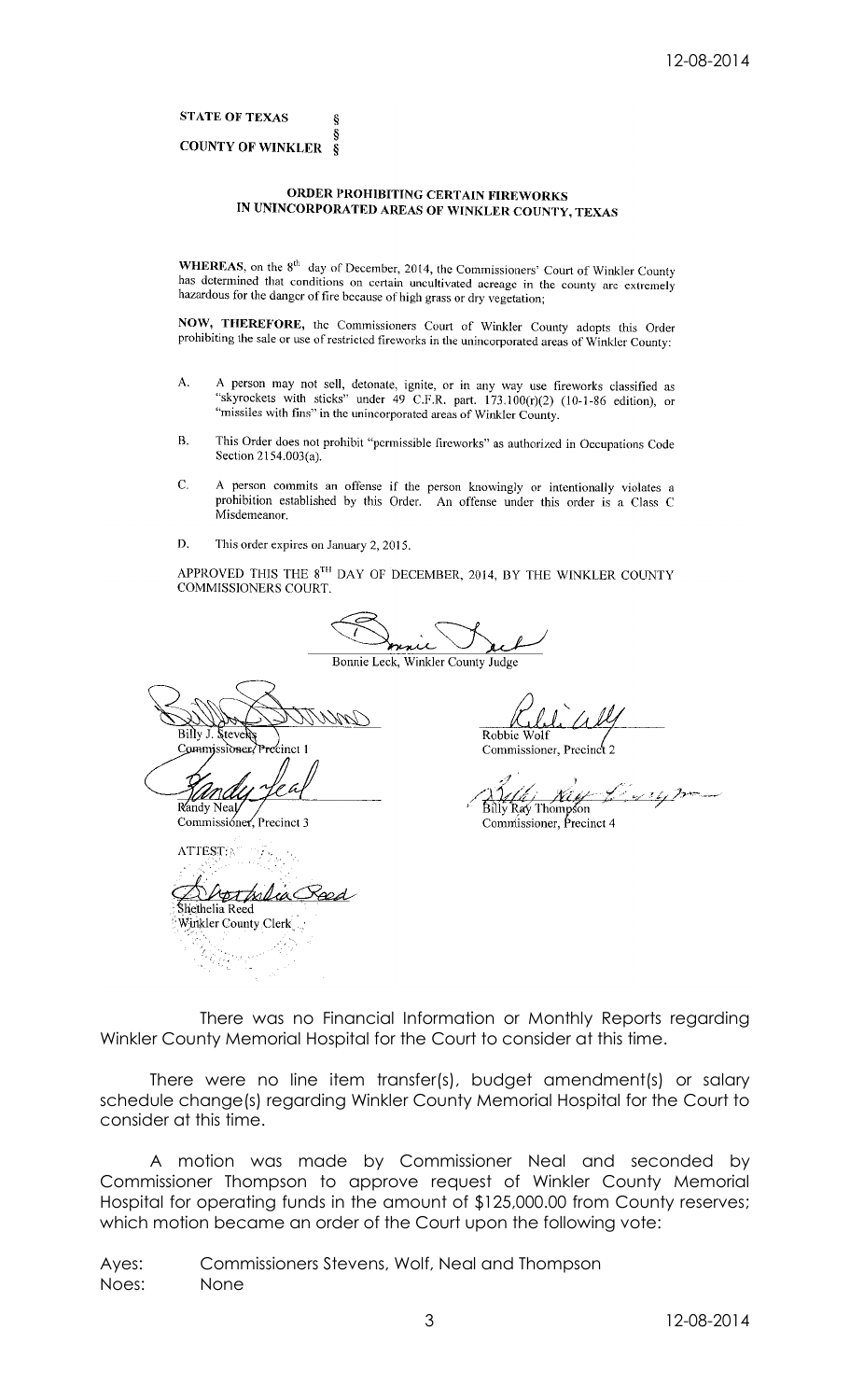STATE OF TEXAS §
§
COUNTY OF WINKLER §

**ORDER PROHIBITING CERTAIN FIREWORKS IN UNINCORPORATED AREAS OF WINKLER COUNTY, TEXAS**

**WHEREAS**, on the 8th day of December, 2014, the Commissioners' Court of Winkler County has determined that conditions on certain uncultivated acreage in the county are extremely hazardous for the danger of fire because of high grass or dry vegetation;

**NOW, THEREFORE,** the Commissioners Court of Winkler County adopts this Order prohibiting the sale or use of restricted fireworks in the unincorporated areas of Winkler County:

A. A person may not sell, detonate, ignite, or in any way use fireworks classified as "skyrockets with sticks" under 49 C.F.R. part. 173.100(r)(2) (10-1-86 edition), or "missiles with fins" in the unincorporated areas of Winkler County.

B. This Order does not prohibit "permissible fireworks" as authorized in Occupations Code Section 2154.003(a).

C. A person commits an offense if the person knowingly or intentionally violates a prohibition established by this Order. An offense under this order is a Class C Misdemeanor.

D. This order expires on January 2, 2015.

APPROVED THIS THE 8TH DAY OF DECEMBER, 2014, BY THE WINKLER COUNTY COMMISSIONERS COURT.

Bonnie Leck, Winkler County Judge

Billy J. Stevens
Commissioner, Precinct 1

Robbie Wolf
Commissioner, Precinct 2

Randy Neal
Commissioner, Precinct 3

Billy Ray Thompson
Commissioner, Precinct 4

ATTEST:

Shethelia Reed
Winkler County Clerk

There was no Financial Information or Monthly Reports regarding Winkler County Memorial Hospital for the Court to consider at this time.

There were no line item transfer(s), budget amendment(s) or salary schedule change(s) regarding Winkler County Memorial Hospital for the Court to consider at this time.

A motion was made by Commissioner Neal and seconded by Commissioner Thompson to approve request of Winkler County Memorial Hospital for operating funds in the amount of $125,000.00 from County reserves; which motion became an order of the Court upon the following vote:

Ayes: Commissioners Stevens, Wolf, Neal and Thompson
Noes: None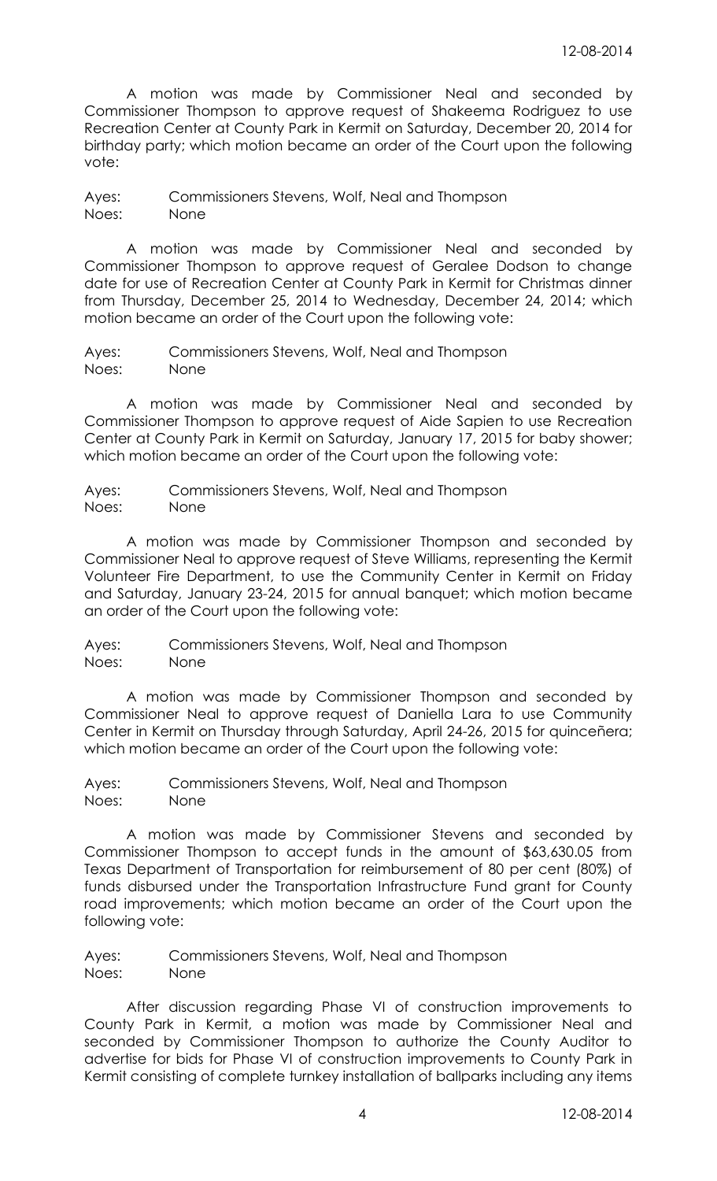A motion was made by Commissioner Neal and seconded by Commissioner Thompson to approve request of Shakeema Rodriguez to use Recreation Center at County Park in Kermit on Saturday, December 20, 2014 for birthday party; which motion became an order of the Court upon the following vote:

Ayes: Commissioners Stevens, Wolf, Neal and Thompson
Noes: None

A motion was made by Commissioner Neal and seconded by Commissioner Thompson to approve request of Geralee Dodson to change date for use of Recreation Center at County Park in Kermit for Christmas dinner from Thursday, December 25, 2014 to Wednesday, December 24, 2014; which motion became an order of the Court upon the following vote:

Ayes: Commissioners Stevens, Wolf, Neal and Thompson
Noes: None

A motion was made by Commissioner Neal and seconded by Commissioner Thompson to approve request of Aide Sapien to use Recreation Center at County Park in Kermit on Saturday, January 17, 2015 for baby shower; which motion became an order of the Court upon the following vote:

Ayes: Commissioners Stevens, Wolf, Neal and Thompson
Noes: None

A motion was made by Commissioner Thompson and seconded by Commissioner Neal to approve request of Steve Williams, representing the Kermit Volunteer Fire Department, to use the Community Center in Kermit on Friday and Saturday, January 23-24, 2015 for annual banquet; which motion became an order of the Court upon the following vote:

Ayes: Commissioners Stevens, Wolf, Neal and Thompson
Noes: None

A motion was made by Commissioner Thompson and seconded by Commissioner Neal to approve request of Daniella Lara to use Community Center in Kermit on Thursday through Saturday, April 24-26, 2015 for quinceñera; which motion became an order of the Court upon the following vote:

Ayes: Commissioners Stevens, Wolf, Neal and Thompson
Noes: None

A motion was made by Commissioner Stevens and seconded by Commissioner Thompson to accept funds in the amount of $63,630.05 from Texas Department of Transportation for reimbursement of 80 per cent (80%) of funds disbursed under the Transportation Infrastructure Fund grant for County road improvements; which motion became an order of the Court upon the following vote:

Ayes: Commissioners Stevens, Wolf, Neal and Thompson
Noes: None

After discussion regarding Phase VI of construction improvements to County Park in Kermit, a motion was made by Commissioner Neal and seconded by Commissioner Thompson to authorize the County Auditor to advertise for bids for Phase VI of construction improvements to County Park in Kermit consisting of complete turnkey installation of ballparks including any items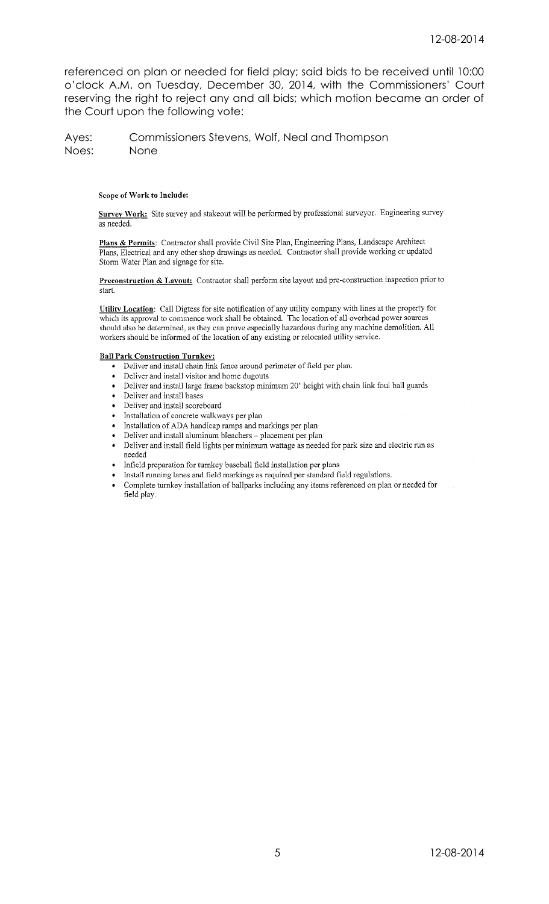referenced on plan or needed for field play; said bids to be received until 10:00 o'clock A.M. on Tuesday, December 30, 2014, with the Commissioners' Court reserving the right to reject any and all bids; which motion became an order of the Court upon the following vote:

Ayes: Commissioners Stevens, Wolf, Neal and Thompson
Noes: None

**Scope of Work to Include:**

**Survey Work:** Site survey and stakeout will be performed by professional surveyor. Engineering survey as needed.

**Plans & Permits**: Contractor shall provide Civil Site Plan, Engineering Plans, Landscape Architect Plans, Electrical and any other shop drawings as needed. Contractor shall provide working or updated Storm Water Plan and signage for site.

**Preconstruction & Layout:** Contractor shall perform site layout and pre-construction inspection prior to start.

**Utility Location**: Call Digtess for site notification of any utility company with lines at the property for which its approval to commence work shall be obtained. The location of all overhead power sources should also be determined, as they can prove especially hazardous during any machine demolition. All workers should be informed of the location of any existing or relocated utility service.

**Ball Park Construction Turnkey:**

- Deliver and install chain link fence around perimeter of field per plan.
- Deliver and install visitor and home dugouts
- Deliver and install large frame backstop minimum 20' height with chain link foul ball guards
- Deliver and install bases
- Deliver and install scoreboard
- Installation of concrete walkways per plan
- Installation of ADA handicap ramps and markings per plan
- Deliver and install aluminum bleachers – placement per plan
- Deliver and install field lights per minimum wattage as needed for park size and electric run as needed
- Infield preparation for turnkey baseball field installation per plans
- Install running lanes and field markings as required per standard field regulations.
- Complete turnkey installation of ballparks including any items referenced on plan or needed for field play.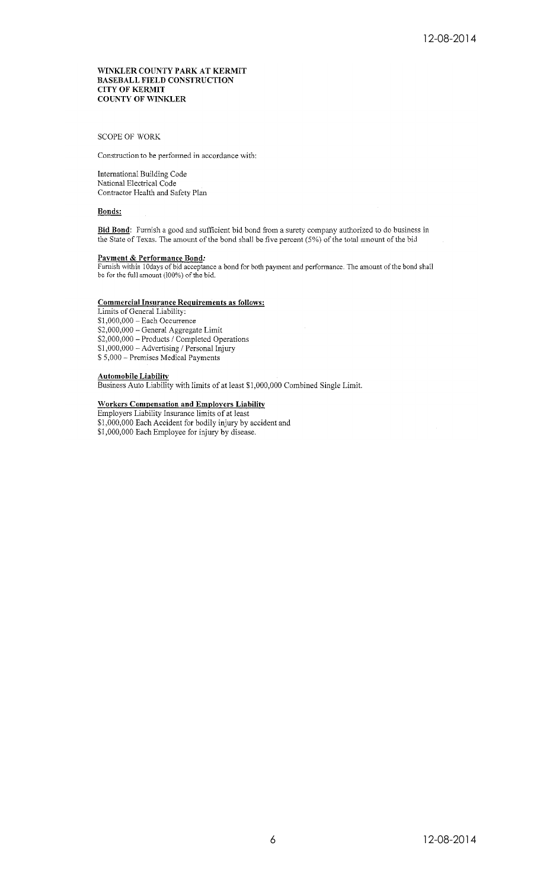**WINKLER COUNTY PARK AT KERMIT**
**BASEBALL FIELD CONSTRUCTION**
**CITY OF KERMIT**
**COUNTY OF WINKLER**

SCOPE OF WORK

Construction to be performed in accordance with:

International Building Code
National Electrical Code
Contractor Health and Safety Plan

**Bonds:**

**Bid Bond**: Furnish a good and sufficient bid bond from a surety company authorized to do business in the State of Texas. The amount of the bond shall be five percent (5%) of the total amount of the bid

**Payment & Performance Bond:**
Furnish within 10days of bid acceptance a bond for both payment and performance. The amount of the bond shall be for the full amount (100%) of the bid.

**Commercial Insurance Requirements as follows:**
Limits of General Liability:
$1,000,000 – Each Occurrence
$2,000,000 – General Aggregate Limit
$2,000,000 – Products / Completed Operations
$1,000,000 – Advertising / Personal Injury
$ 5,000 – Premises Medical Payments

**Automobile Liability**
Business Auto Liability with limits of at least $1,000,000 Combined Single Limit.

**Workers Compensation and Employers Liability**
Employers Liability Insurance limits of at least
$1,000,000 Each Accident for bodily injury by accident and
$1,000,000 Each Employee for injury by disease.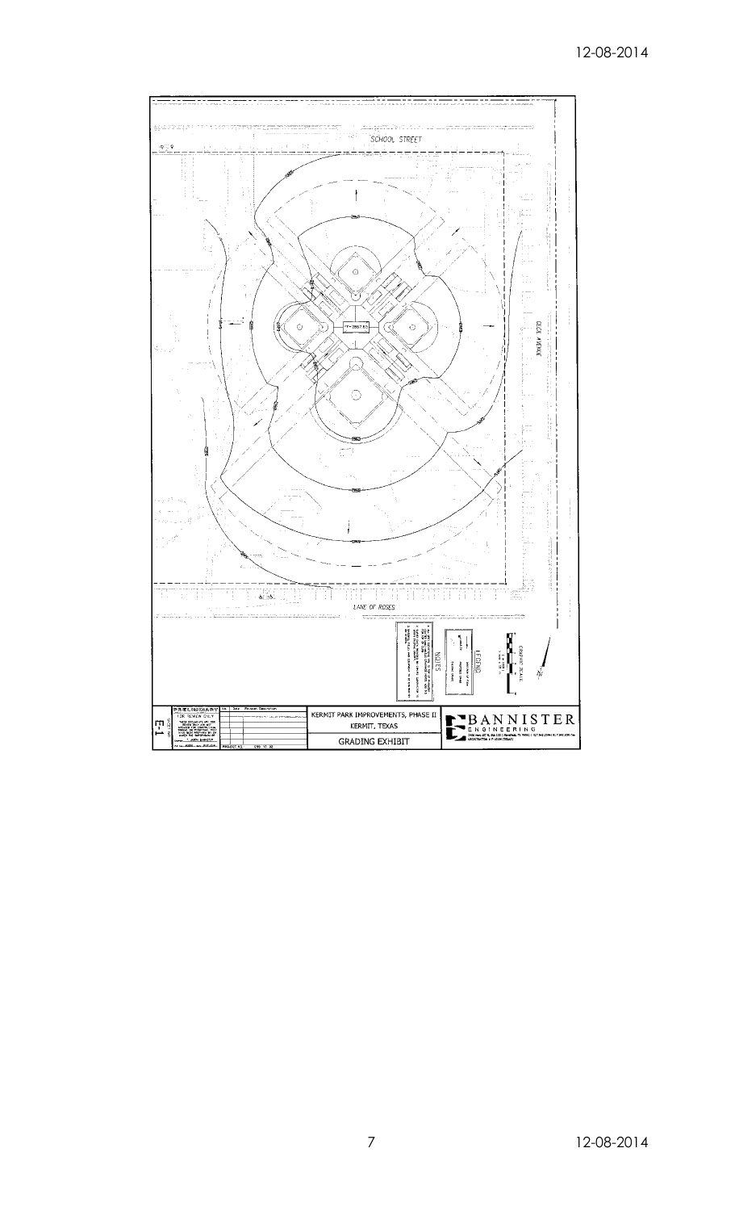SCHOOL STREET

DECK AVENUE

LANE OF ROSES

FF=2867.50

LEGEND

NOTES

GRAPHIC SCALE

PRELIMINARY FOR REVIEW ONLY

KERMIT PARK IMPROVEMENTS, PHASE II

KERMIT, TEXAS

GRADING EXHIBIT

BANNISTER ENGINEERING

E-1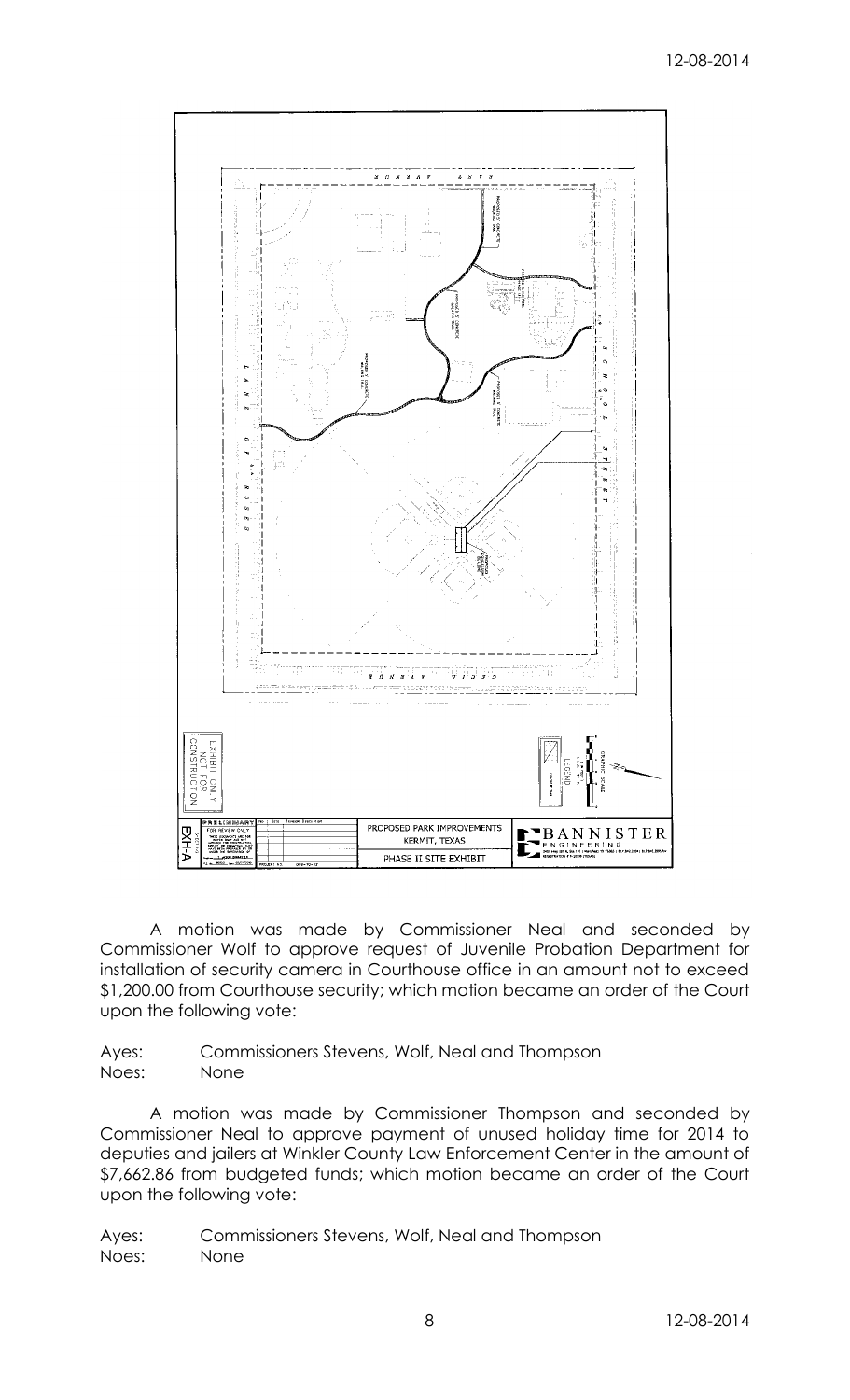A motion was made by Commissioner Neal and seconded by Commissioner Wolf to approve request of Juvenile Probation Department for installation of security camera in Courthouse office in an amount not to exceed $1,200.00 from Courthouse security; which motion became an order of the Court upon the following vote:

Ayes: Commissioners Stevens, Wolf, Neal and Thompson
Noes: None

A motion was made by Commissioner Thompson and seconded by Commissioner Neal to approve payment of unused holiday time for 2014 to deputies and jailers at Winkler County Law Enforcement Center in the amount of $7,662.86 from budgeted funds; which motion became an order of the Court upon the following vote:

Ayes: Commissioners Stevens, Wolf, Neal and Thompson
Noes: None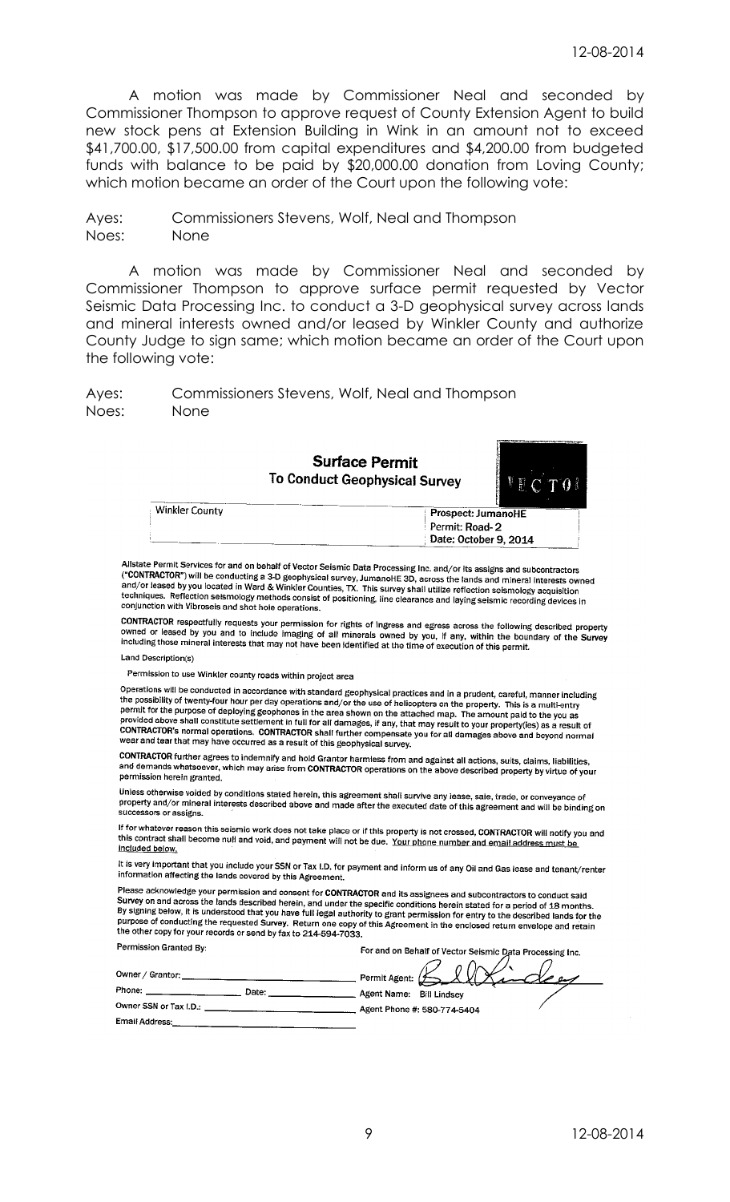A motion was made by Commissioner Neal and seconded by Commissioner Thompson to approve request of County Extension Agent to build new stock pens at Extension Building in Wink in an amount not to exceed $41,700.00, $17,500.00 from capital expenditures and $4,200.00 from budgeted funds with balance to be paid by $20,000.00 donation from Loving County; which motion became an order of the Court upon the following vote:

Ayes: Commissioners Stevens, Wolf, Neal and Thompson
Noes: None

A motion was made by Commissioner Neal and seconded by Commissioner Thompson to approve surface permit requested by Vector Seismic Data Processing Inc. to conduct a 3-D geophysical survey across lands and mineral interests owned and/or leased by Winkler County and authorize County Judge to sign same; which motion became an order of the Court upon the following vote:

Ayes: Commissioners Stevens, Wolf, Neal and Thompson
Noes: None

## Surface Permit
### To Conduct Geophysical Survey

VECTOR

| Winkler County | Prospect: JumanoHE<br>Permit: Road- 2<br>Date: October 9, 2014 |
|---|---|

Allstate Permit Services for and on behalf of Vector Seismic Data Processing Inc. and/or its assigns and subcontractors ("**CONTRACTOR**") will be conducting a 3-D geophysical survey, JumanoHE 3D, across the lands and mineral interests owned and/or leased by you located in Ward & Winkler Counties, TX. This survey shall utilize reflection seismology acquisition techniques. Reflection seismology methods consist of positioning, line clearance and laying seismic recording devices in conjunction with Vibroseis and shot hole operations.

**CONTRACTOR** respectfully requests your permission for rights of ingress and egress across the following described property owned or leased by you and to include imaging of all minerals owned by you, if any, within the boundary of the **Survey** including those mineral interests that may not have been identified at the time of execution of this permit.

Land Description(s)

Permission to use Winkler county roads within project area

Operations will be conducted in accordance with standard geophysical practices and in a prudent, careful, manner including the possibility of twenty-four hour per day operations and/or the use of helicopters on the property. This is a multi-entry permit for the purpose of deploying geophones in the area shown on the attached map. The amount paid to the you as provided above shall constitute settlement in full for all damages, if any, that may result to your property(ies) as a result of **CONTRACTOR's** normal operations. **CONTRACTOR** shall further compensate you for all damages above and beyond normal wear and tear that may have occurred as a result of this geophysical survey.

**CONTRACTOR** further agrees to indemnify and hold Grantor harmless from and against all actions, suits, claims, liabilities, and demands whatsoever, which may arise from **CONTRACTOR** operations on the above described property by virtue of your permission herein granted.

Unless otherwise voided by conditions stated herein, this agreement shall survive any lease, sale, trade, or conveyance of property and/or mineral interests described above and made after the executed date of this agreement and will be binding on successors or assigns.

If for whatever reason this seismic work does not take place or if this property is not crossed, **CONTRACTOR** will notify you and this contract shall become null and void, and payment will not be due. Your phone number and email address must be included below.

It is very important that you include your SSN or Tax I.D. for payment and inform us of any Oil and Gas lease and tenant/renter information affecting the lands covered by this Agreement.

Please acknowledge your permission and consent for **CONTRACTOR** and its assignees and subcontractors to conduct said Survey on and across the lands described herein, and under the specific conditions herein stated for a period of 18 months. By signing below, it is understood that you have full legal authority to grant permission for entry to the described lands for the purpose of conducting the requested Survey. Return one copy of this Agreement in the enclosed return envelope and retain the other copy for your records or send by fax to 214-594-7033.

| Permission Granted By: | For and on Behalf of Vector Seismic Data Processing Inc. |
|---|---|
| Owner / Grantor: ______________ | Permit Agent: [signature] |
| Phone: __________ Date: __________ | Agent Name: Bill Lindsey |
| Owner SSN or Tax I.D.: ______________ | Agent Phone #: 580-774-5404 |
| Email Address: ______________ | |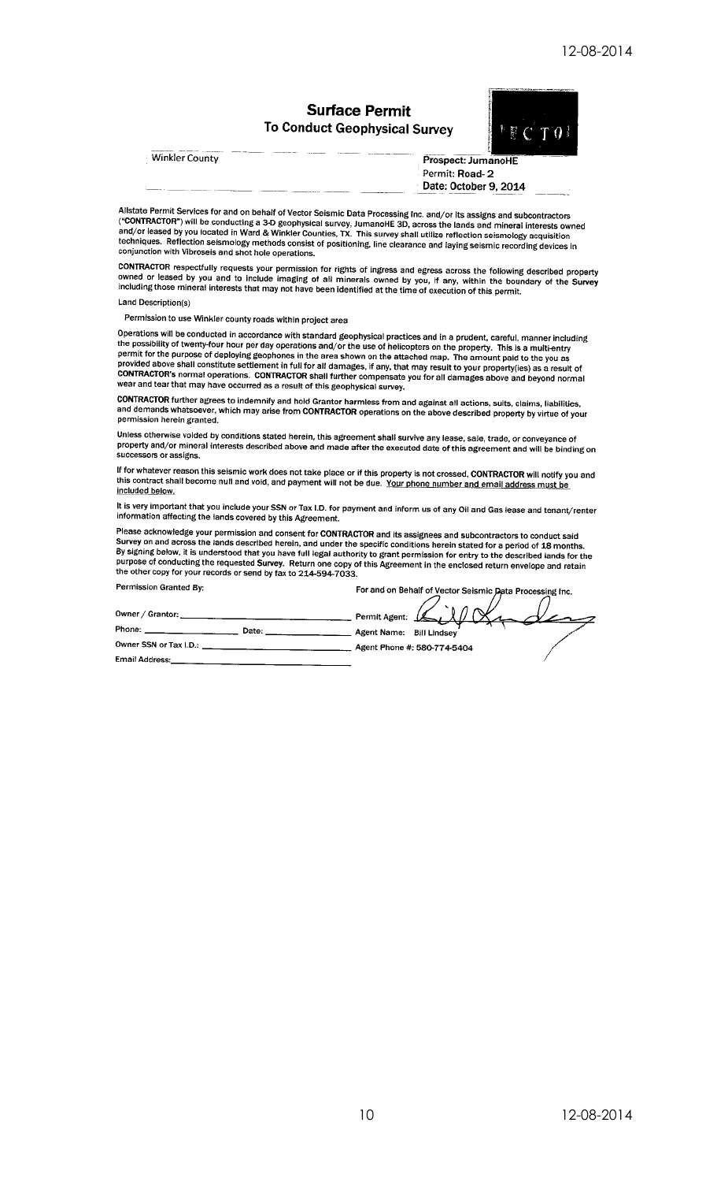# Surface Permit

## To Conduct Geophysical Survey

Winkler County

**Prospect: JumanoHE**
Permit: **Road- 2**
**Date: October 9, 2014**

Allstate Permit Services for and on behalf of Vector Seismic Data Processing Inc. and/or its assigns and subcontractors (**"CONTRACTOR"**) will be conducting a 3-D geophysical survey, JumanoHE 3D, across the lands and mineral interests owned and/or leased by you located in Ward & Winkler Counties, TX. This survey shall utilize reflection seismology acquisition techniques. Reflection seismology methods consist of positioning, line clearance and laying seismic recording devices in conjunction with Vibroseis and shot hole operations.

**CONTRACTOR** respectfully requests your permission for rights of ingress and egress across the following described property owned or leased by you and to include imaging of all minerals owned by you, if any, within the boundary of the **Survey** including those mineral interests that may not have been identified at the time of execution of this permit.

Land Description(s)

Permission to use Winkler county roads within project area

Operations will be conducted in accordance with standard geophysical practices and in a prudent, careful, manner including the possibility of twenty-four hour per day operations and/or the use of helicopters on the property. This is a multi-entry permit for the purpose of deploying geophones in the area shown on the attached map. The amount paid to the you as provided above shall constitute settlement in full for all damages, if any, that may result to your property(ies) as a result of **CONTRACTOR's** normal operations. **CONTRACTOR** shall further compensate you for all damages above and beyond normal wear and tear that may have occurred as a result of this geophysical survey.

**CONTRACTOR** further agrees to indemnify and hold Grantor harmless from and against all actions, suits, claims, liabilities, and demands whatsoever, which may arise from **CONTRACTOR** operations on the above described property by virtue of your permission herein granted.

Unless otherwise voided by conditions stated herein, this agreement shall survive any lease, sale, trade, or conveyance of property and/or mineral interests described above and made after the executed date of this agreement and will be binding on successors or assigns.

If for whatever reason this seismic work does not take place or if this property is not crossed, **CONTRACTOR** will notify you and this contract shall become null and void, and payment will not be due. Your phone number and email address must be included below.

It is very important that you include your SSN or Tax I.D. for payment and inform us of any Oil and Gas lease and tenant/renter information affecting the lands covered by this Agreement.

Please acknowledge your permission and consent for **CONTRACTOR** and its assignees and subcontractors to conduct said Survey on and across the lands described herein, and under the specific conditions herein stated for a period of **18 months**. By signing below, it is understood that you have full legal authority to grant permission for entry to the described lands for the purpose of conducting the requested **Survey**. Return one copy of this Agreement in the enclosed return envelope and retain the other copy for your records or send by fax to 214-594-7033.

Permission Granted By:

Owner / Grantor: ____________________

Phone: ____________ Date: ____________

Owner SSN or Tax I.D.: ____________________

Email Address: ____________________

For and on Behalf of Vector Seismic Data Processing Inc.

Permit Agent: [signature]

Agent Name: Bill Lindsey

Agent Phone #: 580-774-5404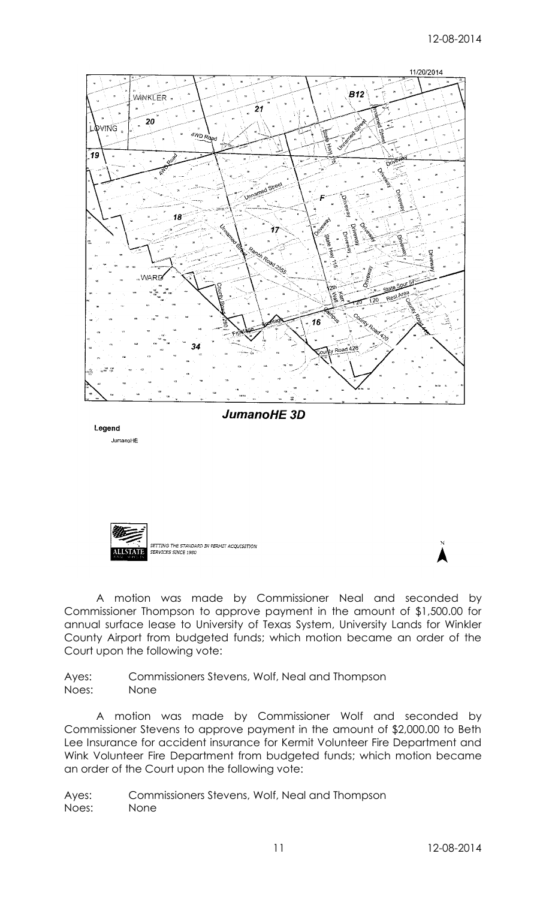JumanoHE 3D

Legend

JumanoHE

SETTING THE STANDARD IN PERMIT ACQUISITION SERVICES SINCE 1980

A motion was made by Commissioner Neal and seconded by Commissioner Thompson to approve payment in the amount of $1,500.00 for annual surface lease to University of Texas System, University Lands for Winkler County Airport from budgeted funds; which motion became an order of the Court upon the following vote:

Ayes: Commissioners Stevens, Wolf, Neal and Thompson
Noes: None

A motion was made by Commissioner Wolf and seconded by Commissioner Stevens to approve payment in the amount of $2,000.00 to Beth Lee Insurance for accident insurance for Kermit Volunteer Fire Department and Wink Volunteer Fire Department from budgeted funds; which motion became an order of the Court upon the following vote:

Ayes: Commissioners Stevens, Wolf, Neal and Thompson
Noes: None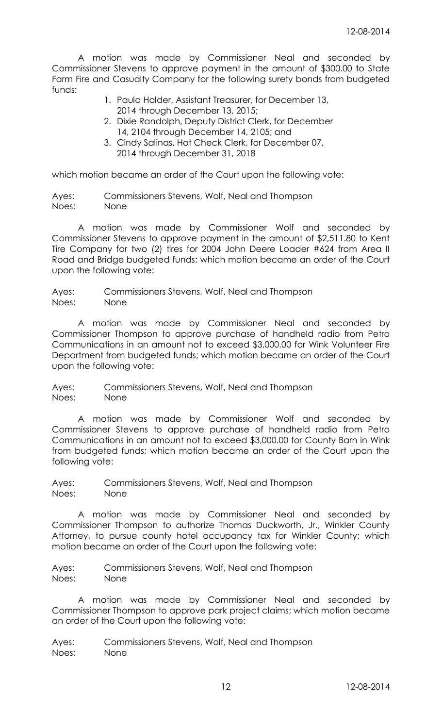A motion was made by Commissioner Neal and seconded by Commissioner Stevens to approve payment in the amount of $300.00 to State Farm Fire and Casualty Company for the following surety bonds from budgeted funds:

1. Paula Holder, Assistant Treasurer, for December 13, 2014 through December 13, 2015;
2. Dixie Randolph, Deputy District Clerk, for December 14, 2104 through December 14, 2105; and
3. Cindy Salinas, Hot Check Clerk, for December 07, 2014 through December 31, 2018

which motion became an order of the Court upon the following vote:

Ayes: Commissioners Stevens, Wolf, Neal and Thompson
Noes: None

A motion was made by Commissioner Wolf and seconded by Commissioner Stevens to approve payment in the amount of $2,511.80 to Kent Tire Company for two (2) tires for 2004 John Deere Loader #624 from Area II Road and Bridge budgeted funds; which motion became an order of the Court upon the following vote:

Ayes: Commissioners Stevens, Wolf, Neal and Thompson
Noes: None

A motion was made by Commissioner Neal and seconded by Commissioner Thompson to approve purchase of handheld radio from Petro Communications in an amount not to exceed $3,000.00 for Wink Volunteer Fire Department from budgeted funds; which motion became an order of the Court upon the following vote:

Ayes: Commissioners Stevens, Wolf, Neal and Thompson
Noes: None

A motion was made by Commissioner Wolf and seconded by Commissioner Stevens to approve purchase of handheld radio from Petro Communications in an amount not to exceed $3,000.00 for County Barn in Wink from budgeted funds; which motion became an order of the Court upon the following vote:

Ayes: Commissioners Stevens, Wolf, Neal and Thompson
Noes: None

A motion was made by Commissioner Neal and seconded by Commissioner Thompson to authorize Thomas Duckworth, Jr., Winkler County Attorney, to pursue county hotel occupancy tax for Winkler County; which motion became an order of the Court upon the following vote:

Ayes: Commissioners Stevens, Wolf, Neal and Thompson
Noes: None

A motion was made by Commissioner Neal and seconded by Commissioner Thompson to approve park project claims; which motion became an order of the Court upon the following vote:

Ayes: Commissioners Stevens, Wolf, Neal and Thompson
Noes: None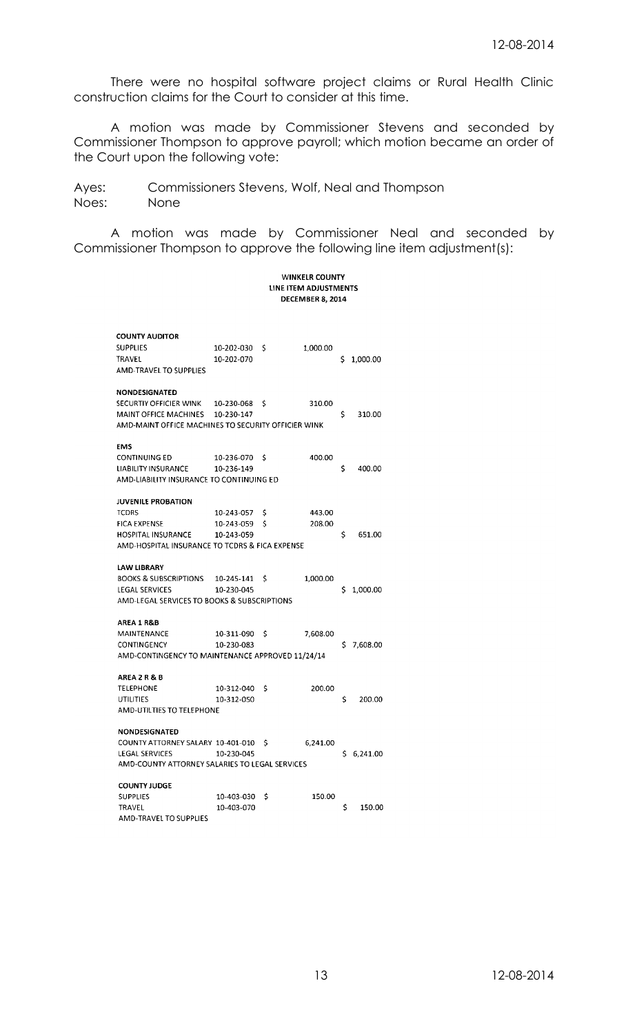There were no hospital software project claims or Rural Health Clinic construction claims for the Court to consider at this time.

A motion was made by Commissioner Stevens and seconded by Commissioner Thompson to approve payroll; which motion became an order of the Court upon the following vote:

Ayes: Commissioners Stevens, Wolf, Neal and Thompson
Noes: None

A motion was made by Commissioner Neal and seconded by Commissioner Thompson to approve the following line item adjustment(s):

**WINKELR COUNTY**
**LINE ITEM ADJUSTMENTS**
**DECEMBER 8, 2014**

| | | | |
|---|---|---|---|
| **COUNTY AUDITOR** | | | |
| SUPPLIES | 10-202-030 | $ 1,000.00 | |
| TRAVEL | 10-202-070 | | $ 1,000.00 |
| AMD-TRAVEL TO SUPPLIES | | | |
| **NONDESIGNATED** | | | |
| SECURTIY OFFICIER WINK | 10-230-068 | $ 310.00 | |
| MAINT OFFICE MACHINES | 10-230-147 | | $ 310.00 |
| AMD-MAINT OFFICE MACHINES TO SECURITY OFFICIER WINK | | | |
| **EMS** | | | |
| CONTINUING ED | 10-236-070 | $ 400.00 | |
| LIABILITY INSURANCE | 10-236-149 | | $ 400.00 |
| AMD-LIABILITY INSURANCE TO CONTINUING ED | | | |
| **JUVENILE PROBATION** | | | |
| TCDRS | 10-243-057 | $ 443.00 | |
| FICA EXPENSE | 10-243-059 | $ 208.00 | |
| HOSPITAL INSURANCE | 10-243-059 | | $ 651.00 |
| AMD-HOSPITAL INSURANCE TO TCDRS & FICA EXPENSE | | | |
| **LAW LIBRARY** | | | |
| BOOKS & SUBSCRIPTIONS | 10-245-141 | $ 1,000.00 | |
| LEGAL SERVICES | 10-230-045 | | $ 1,000.00 |
| AMD-LEGAL SERVICES TO BOOKS & SUBSCRIPTIONS | | | |
| **AREA 1 R&B** | | | |
| MAINTENANCE | 10-311-090 | $ 7,608.00 | |
| CONTINGENCY | 10-230-083 | | $ 7,608.00 |
| AMD-CONTINGENCY TO MAINTENANCE APPROVED 11/24/14 | | | |
| **AREA 2 R & B** | | | |
| TELEPHONE | 10-312-040 | $ 200.00 | |
| UTILITIES | 10-312-050 | | $ 200.00 |
| AMD-UTILTIES TO TELEPHONE | | | |
| **NONDESIGNATED** | | | |
| COUNTY ATTORNEY SALARY | 10-401-010 | $ 6,241.00 | |
| LEGAL SERVICES | 10-230-045 | | $ 6,241.00 |
| AMD-COUNTY ATTORNEY SALARIES TO LEGAL SERVICES | | | |
| **COUNTY JUDGE** | | | |
| SUPPLIES | 10-403-030 | $ 150.00 | |
| TRAVEL | 10-403-070 | | $ 150.00 |
| AMD-TRAVEL TO SUPPLIES | | | |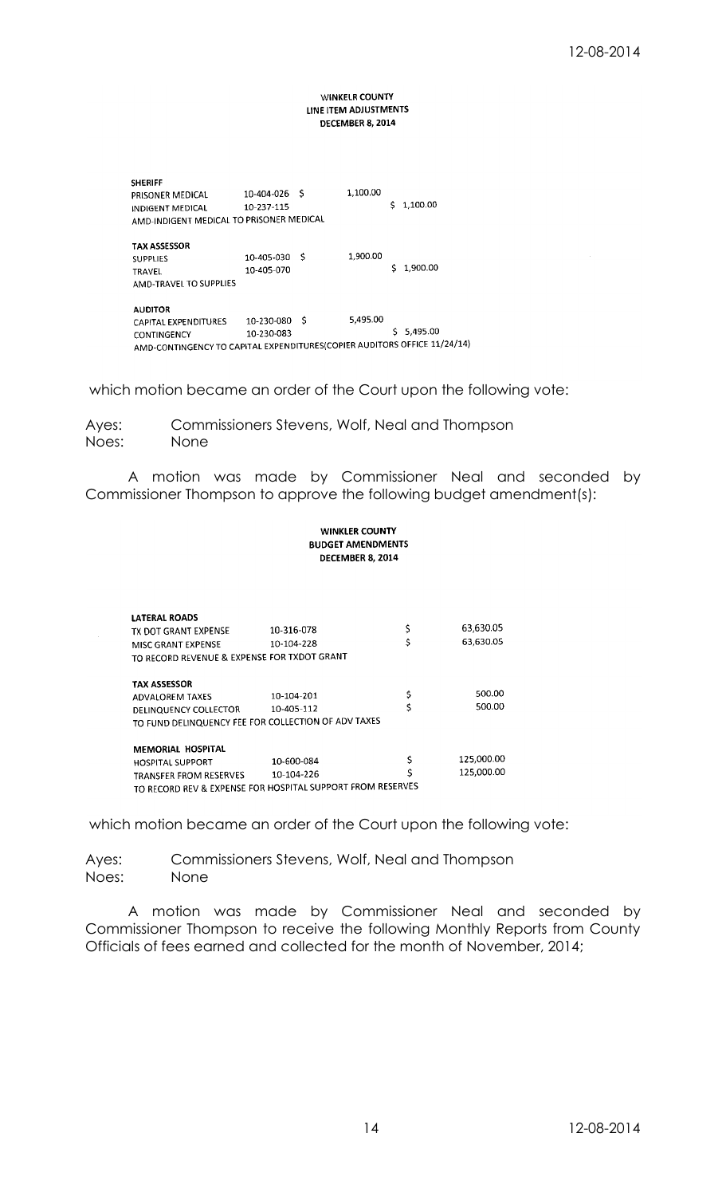WINKELR COUNTY
LINE ITEM ADJUSTMENTS
DECEMBER 8, 2014

| | | | |
|---|---|---|---|
| **SHERIFF** | | | |
| PRISONER MEDICAL | 10-404-026 | $ 1,100.00 | |
| INDIGENT MEDICAL | 10-237-115 | | $ 1,100.00 |
| AMD-INDIGENT MEDICAL TO PRISONER MEDICAL | | | |
| **TAX ASSESSOR** | | | |
| SUPPLIES | 10-405-030 | $ 1,900.00 | |
| TRAVEL | 10-405-070 | | $ 1,900.00 |
| AMD-TRAVEL TO SUPPLIES | | | |
| **AUDITOR** | | | |
| CAPITAL EXPENDITURES | 10-230-080 | $ 5,495.00 | |
| CONTINGENCY | 10-230-083 | | $ 5,495.00 |
| AMD-CONTINGENCY TO CAPITAL EXPENDITURES(COPIER AUDITORS OFFICE 11/24/14) | | | |

which motion became an order of the Court upon the following vote:

Ayes: Commissioners Stevens, Wolf, Neal and Thompson
Noes: None

A motion was made by Commissioner Neal and seconded by Commissioner Thompson to approve the following budget amendment(s):

WINKLER COUNTY
BUDGET AMENDMENTS
DECEMBER 8, 2014

| | | |
|---|---|---|
| **LATERAL ROADS** | | |
| TX DOT GRANT EXPENSE | 10-316-078 | $ 63,630.05 |
| MISC GRANT EXPENSE | 10-104-228 | $ 63,630.05 |
| TO RECORD REVENUE & EXPENSE FOR TXDOT GRANT | | |
| **TAX ASSESSOR** | | |
| ADVALOREM TAXES | 10-104-201 | $ 500.00 |
| DELINQUENCY COLLECTOR | 10-405-112 | $ 500.00 |
| TO FUND DELINQUENCY FEE FOR COLLECTION OF ADV TAXES | | |
| **MEMORIAL HOSPITAL** | | |
| HOSPITAL SUPPORT | 10-600-084 | $ 125,000.00 |
| TRANSFER FROM RESERVES | 10-104-226 | $ 125,000.00 |
| TO RECORD REV & EXPENSE FOR HOSPITAL SUPPORT FROM RESERVES | | |

which motion became an order of the Court upon the following vote:

Ayes: Commissioners Stevens, Wolf, Neal and Thompson
Noes: None

A motion was made by Commissioner Neal and seconded by Commissioner Thompson to receive the following Monthly Reports from County Officials of fees earned and collected for the month of November, 2014;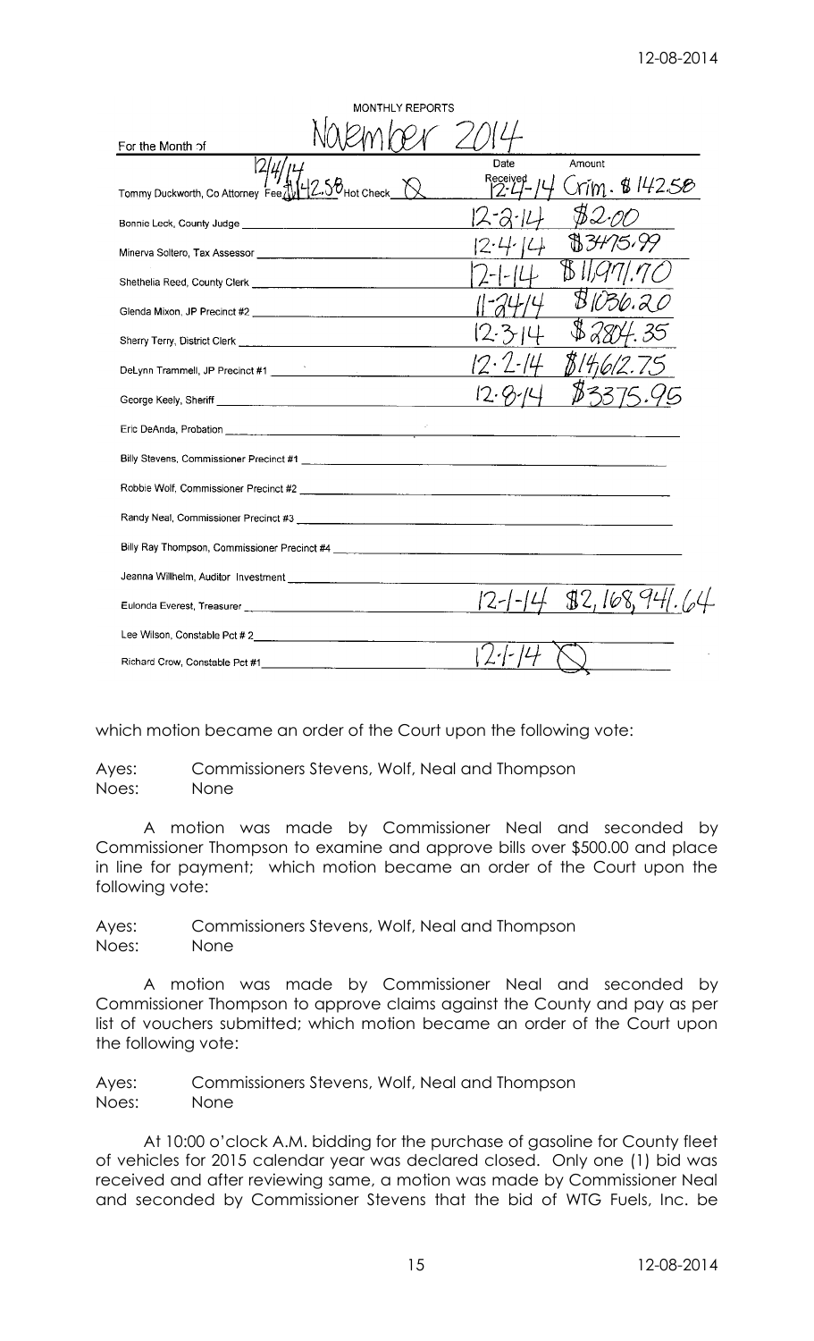MONTHLY REPORTS

For the Month of November 2014

| | Date | Amount |
|---|---|---|
| Tommy Duckworth, Co Attorney Fee 12/4/14 $142.58 Hot Check ⊗ | Received 12-4-14 | Crim. $142.58 |
| Bonnie Leck, County Judge | 12-2-14 | $2.00 |
| Minerva Soltero, Tax Assessor | 12-4-14 | $3475.99 |
| Shethelia Reed, County Clerk | 12-1-14 | $11,971.70 |
| Glenda Mixon, JP Precinct #2 | 11-24/14 | $1036.20 |
| Sherry Terry, District Clerk | 12-3-14 | $2804.35 |
| DeLynn Trammell, JP Precinct #1 | 12-2-14 | $14,612.75 |
| George Keely, Sheriff | 12-8-14 | $3375.95 |
| Eric DeAnda, Probation | | |
| Billy Stevens, Commissioner Precinct #1 | | |
| Robbie Wolf, Commissioner Precinct #2 | | |
| Randy Neal, Commissioner Precinct #3 | | |
| Billy Ray Thompson, Commissioner Precinct #4 | | |
| Jeanna Willhelm, Auditor Investment | | |
| Eulonda Everest, Treasurer | 12-1-14 | $2,168,941.64 |
| Lee Wilson, Constable Pct # 2 | | |
| Richard Crow, Constable Pct #1 | 12-1-14 | ⊗ |

which motion became an order of the Court upon the following vote:

Ayes: Commissioners Stevens, Wolf, Neal and Thompson
Noes: None

A motion was made by Commissioner Neal and seconded by Commissioner Thompson to examine and approve bills over $500.00 and place in line for payment; which motion became an order of the Court upon the following vote:

Ayes: Commissioners Stevens, Wolf, Neal and Thompson
Noes: None

A motion was made by Commissioner Neal and seconded by Commissioner Thompson to approve claims against the County and pay as per list of vouchers submitted; which motion became an order of the Court upon the following vote:

Ayes: Commissioners Stevens, Wolf, Neal and Thompson
Noes: None

At 10:00 o'clock A.M. bidding for the purchase of gasoline for County fleet of vehicles for 2015 calendar year was declared closed. Only one (1) bid was received and after reviewing same, a motion was made by Commissioner Neal and seconded by Commissioner Stevens that the bid of WTG Fuels, Inc. be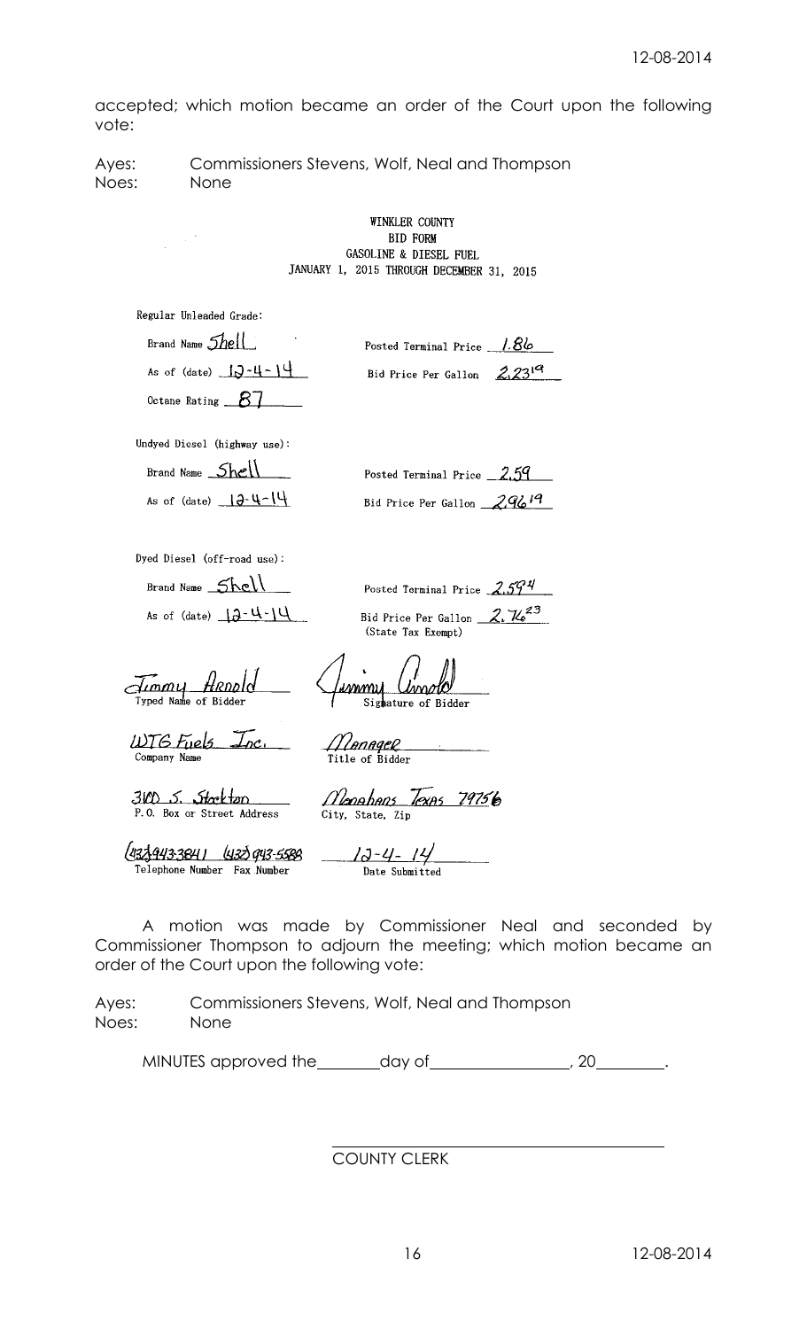accepted; which motion became an order of the Court upon the following vote:

Ayes: Commissioners Stevens, Wolf, Neal and Thompson
Noes: None

WINKLER COUNTY
BID FORM
GASOLINE & DIESEL FUEL
JANUARY 1, 2015 THROUGH DECEMBER 31, 2015

Regular Unleaded Grade:

Brand Name Shell Posted Terminal Price 1.86

As of (date) 12-4-14 Bid Price Per Gallon 2.23[19]

Octane Rating 87

Undyed Diesel (highway use):

Brand Name Shell Posted Terminal Price 2.59

As of (date) 12-4-14 Bid Price Per Gallon 2.96[19]

Dyed Diesel (off-road use):

Brand Name Shell Posted Terminal Price 2.594

As of (date) 12-4-14 Bid Price Per Gallon 2.76[23]
(State Tax Exempt)

Jimmy Arnold — Typed Name of Bidder
Jimmy Arnold — Signature of Bidder

WTG Fuels Inc. — Company Name
Manager — Title of Bidder

3100 S. Stockton — P.O. Box or Street Address
Monahans Texas 79756 — City, State, Zip

(432)943-3841 (432)943-5588 — Telephone Number Fax Number
12-4-14 — Date Submitted

A motion was made by Commissioner Neal and seconded by Commissioner Thompson to adjourn the meeting; which motion became an order of the Court upon the following vote:

Ayes: Commissioners Stevens, Wolf, Neal and Thompson
Noes: None

MINUTES approved the ________ day of _________________, 20________.

_______________________________
COUNTY CLERK